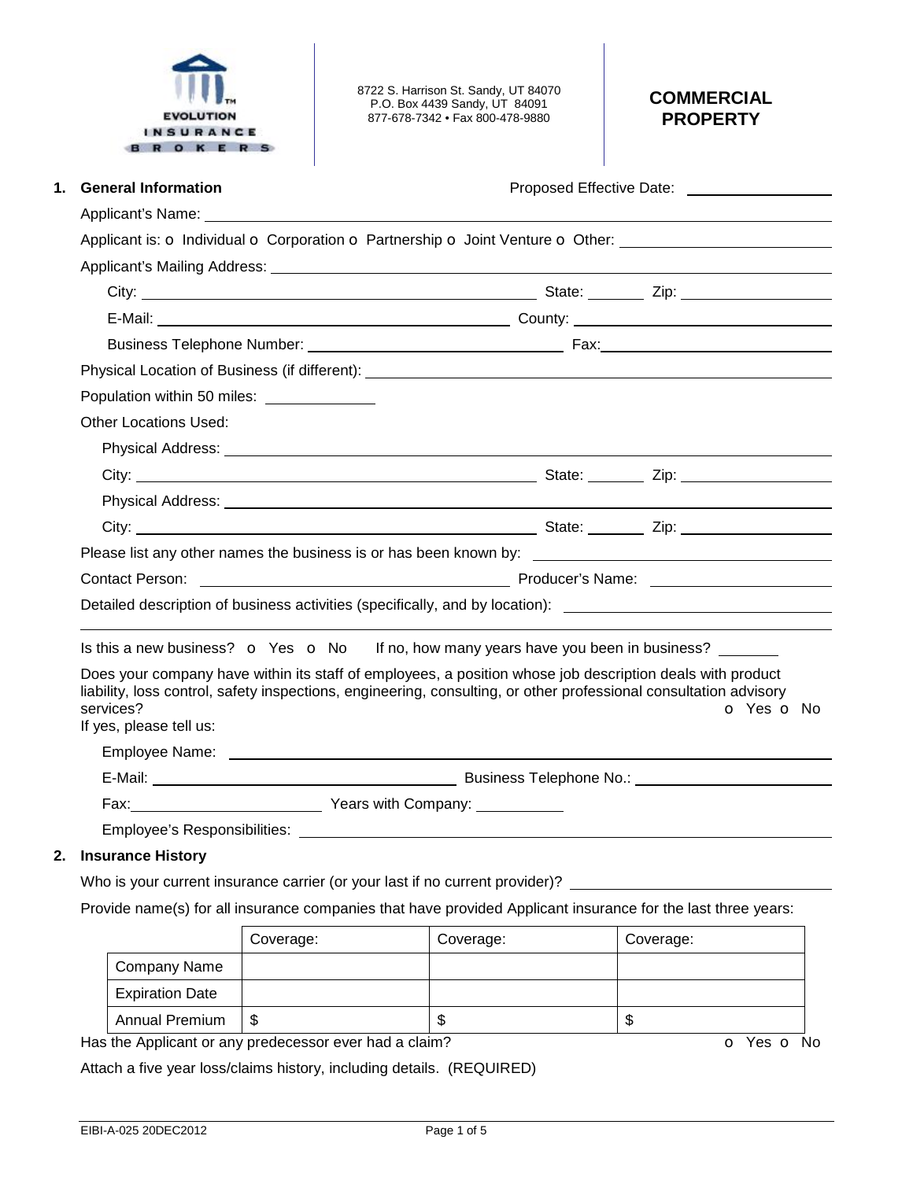Evolution Insurance Brokers

8722 S. Harrison St. Sandy, UT 84070
P.O. Box 4439 Sandy, UT 84091
877-678-7342 • Fax 800-478-9880

# COMMERCIAL PROPERTY

## 1. General Information

Proposed Effective Date: ______________

Applicant's Name: ______________

Applicant is: o Individual o Corporation o Partnership o Joint Venture o Other: ______________

Applicant's Mailing Address: ______________

City: ______________ State: ______ Zip: ______________

E-Mail: ______________ County: ______________

Business Telephone Number: ______________ Fax: ______________

Physical Location of Business (if different): ______________

Population within 50 miles: __________

Other Locations Used:

Physical Address: ______________

City: ______________ State: ______ Zip: ______________

Physical Address: ______________

City: ______________ State: ______ Zip: ______________

Please list any other names the business is or has been known by: ______________

Contact Person: ______________ Producer's Name: ______________

Detailed description of business activities (specifically, and by location): ______________

Is this a new business? o Yes o No If no, how many years have you been in business? ______

Does your company have within its staff of employees, a position whose job description deals with product liability, loss control, safety inspections, engineering, consulting, or other professional consultation advisory services? o Yes o No

If yes, please tell us:

Employee Name: ______________

E-Mail: ______________ Business Telephone No.: ______________

Fax: ______________ Years with Company: __________

Employee's Responsibilities: ______________

## 2. Insurance History

Who is your current insurance carrier (or your last if no current provider)? ______________

Provide name(s) for all insurance companies that have provided Applicant insurance for the last three years:

| | Coverage: | Coverage: | Coverage: |
|---|---|---|---|
| Company Name | | | |
| Expiration Date | | | |
| Annual Premium | $ | $ | $ |

Has the Applicant or any predecessor ever had a claim? o Yes o No

Attach a five year loss/claims history, including details. (REQUIRED)

EIBI-A-025 20DEC2012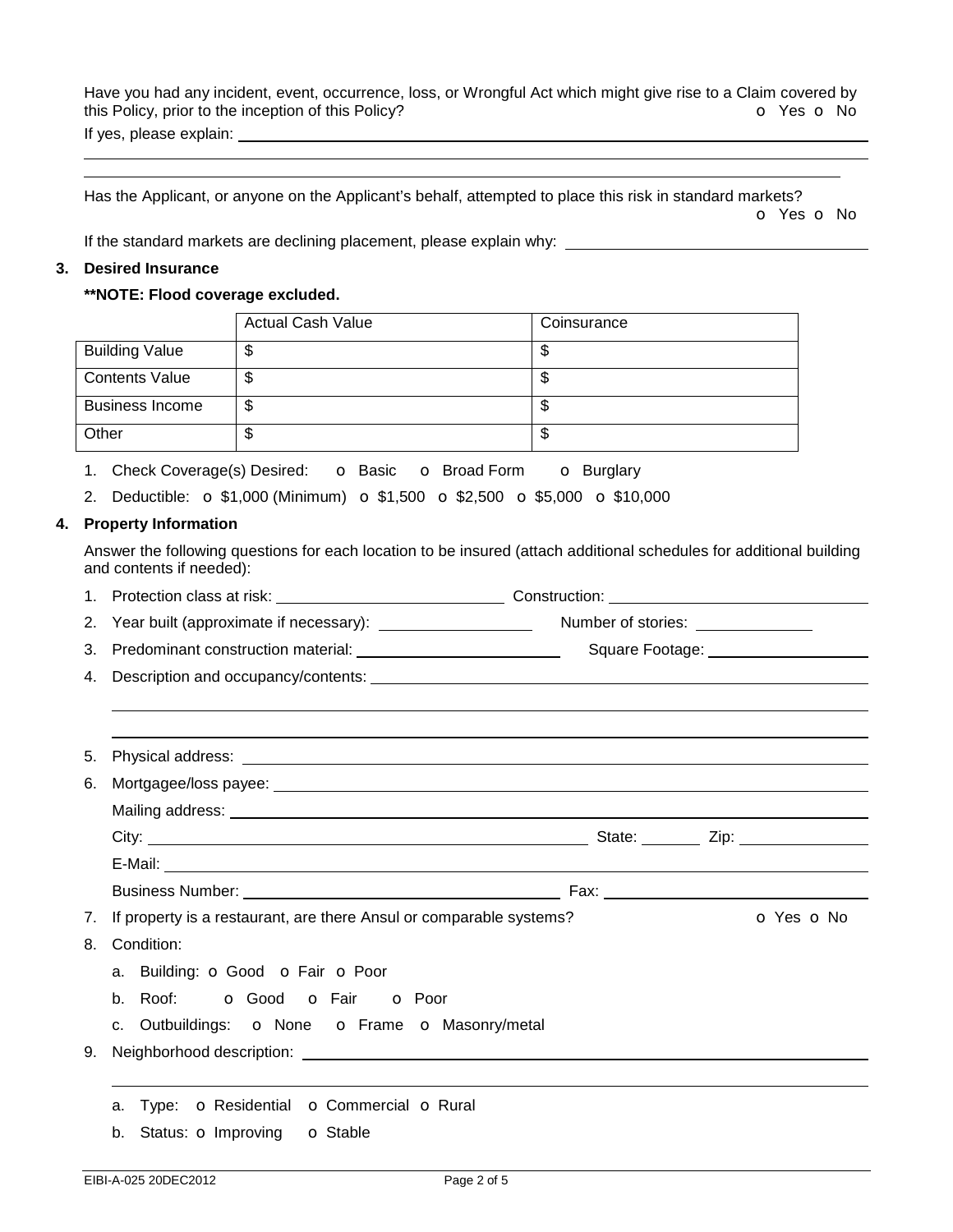Have you had any incident, event, occurrence, loss, or Wrongful Act which might give rise to a Claim covered by this Policy, prior to the inception of this Policy? o Yes o No

If yes, please explain: ______________________________________________

______________________________________________

______________________________________________

Has the Applicant, or anyone on the Applicant's behalf, attempted to place this risk in standard markets? o Yes o No

If the standard markets are declining placement, please explain why: ______________________

## 3. Desired Insurance

**\*\*NOTE: Flood coverage excluded.**

| | Actual Cash Value | Coinsurance |
|---|---|---|
| Building Value | $ | $ |
| Contents Value | $ | $ |
| Business Income | $ | $ |
| Other | $ | $ |

1. Check Coverage(s) Desired: o Basic o Broad Form o Burglary
2. Deductible: o $1,000 (Minimum) o $1,500 o $2,500 o $5,000 o $10,000

## 4. Property Information

Answer the following questions for each location to be insured (attach additional schedules for additional building and contents if needed):

1. Protection class at risk: ______________ Construction: ______________
2. Year built (approximate if necessary): ______________ Number of stories: ______________
3. Predominant construction material: ______________ Square Footage: ______________
4. Description and occupancy/contents: ______________________________________________

   ______________________________________________

   ______________________________________________

5. Physical address: ______________________________________________
6. Mortgagee/loss payee: ______________________________________________

   Mailing address: ______________________________________________

   City: ______________ State: ______ Zip: ______________

   E-Mail: ______________________________________________

   Business Number: ______________ Fax: ______________

7. If property is a restaurant, are there Ansul or comparable systems? o Yes o No
8. Condition:
   a. Building: o Good o Fair o Poor
   b. Roof: o Good o Fair o Poor
   c. Outbuildings: o None o Frame o Masonry/metal
9. Neighborhood description: ______________________________________________

   ______________________________________________

   a. Type: o Residential o Commercial o Rural
   b. Status: o Improving o Stable

EIBI-A-025 20DEC2012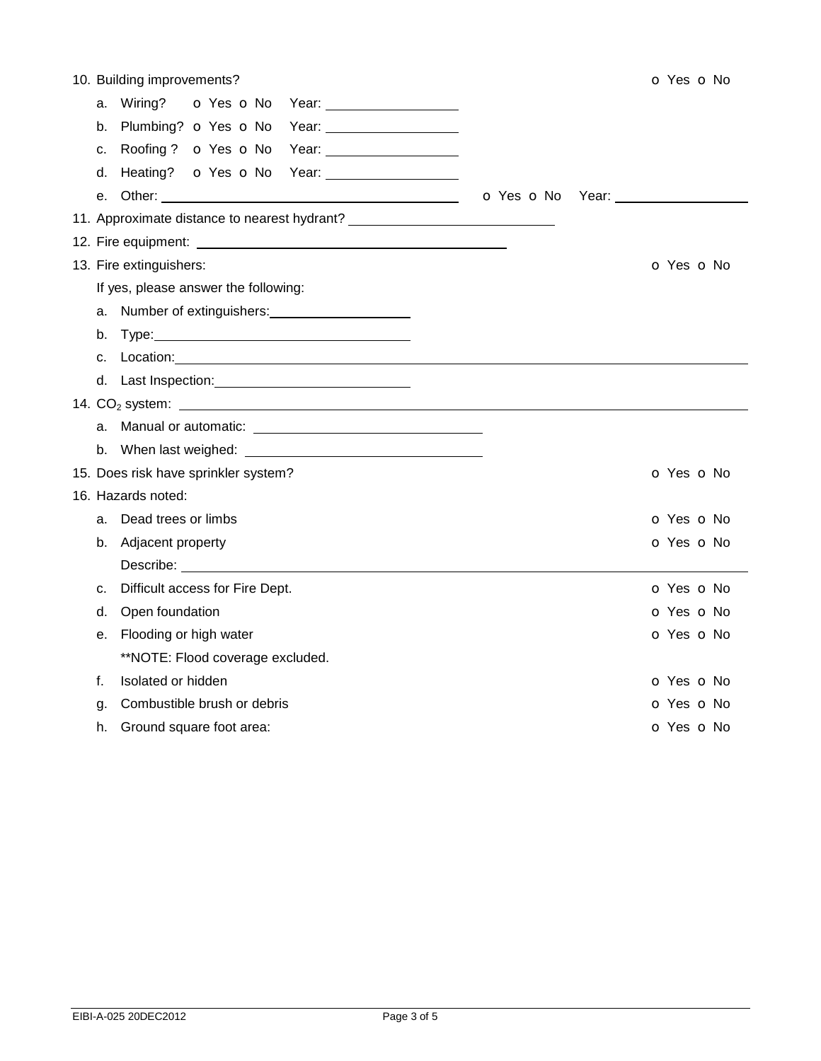10. Building improvements? o Yes o No
    a. Wiring? o Yes o No Year: ____________
    b. Plumbing? o Yes o No Year: ____________
    c. Roofing ? o Yes o No Year: ____________
    d. Heating? o Yes o No Year: ____________
    e. Other: ____________________________ o Yes o No Year: ____________
11. Approximate distance to nearest hydrant? ____________________
12. Fire equipment: ______________________________
13. Fire extinguishers: o Yes o No

    If yes, please answer the following:

    a. Number of extinguishers: ____________
    b. Type: ______________________
    c. Location: ______________________________________________
    d. Last Inspection: ________________
14. $CO_2$ system: ______________________________________________
    a. Manual or automatic: ____________________
    b. When last weighed: ____________________
15. Does risk have sprinkler system? o Yes o No
16. Hazards noted:
    a. Dead trees or limbs o Yes o No
    b. Adjacent property o Yes o No

       Describe: ______________________________________________
    c. Difficult access for Fire Dept. o Yes o No
    d. Open foundation o Yes o No
    e. Flooding or high water o Yes o No

       **NOTE: Flood coverage excluded.
    f. Isolated or hidden o Yes o No
    g. Combustible brush or debris o Yes o No
    h. Ground square foot area: o Yes o No

EIBI-A-025 20DEC2012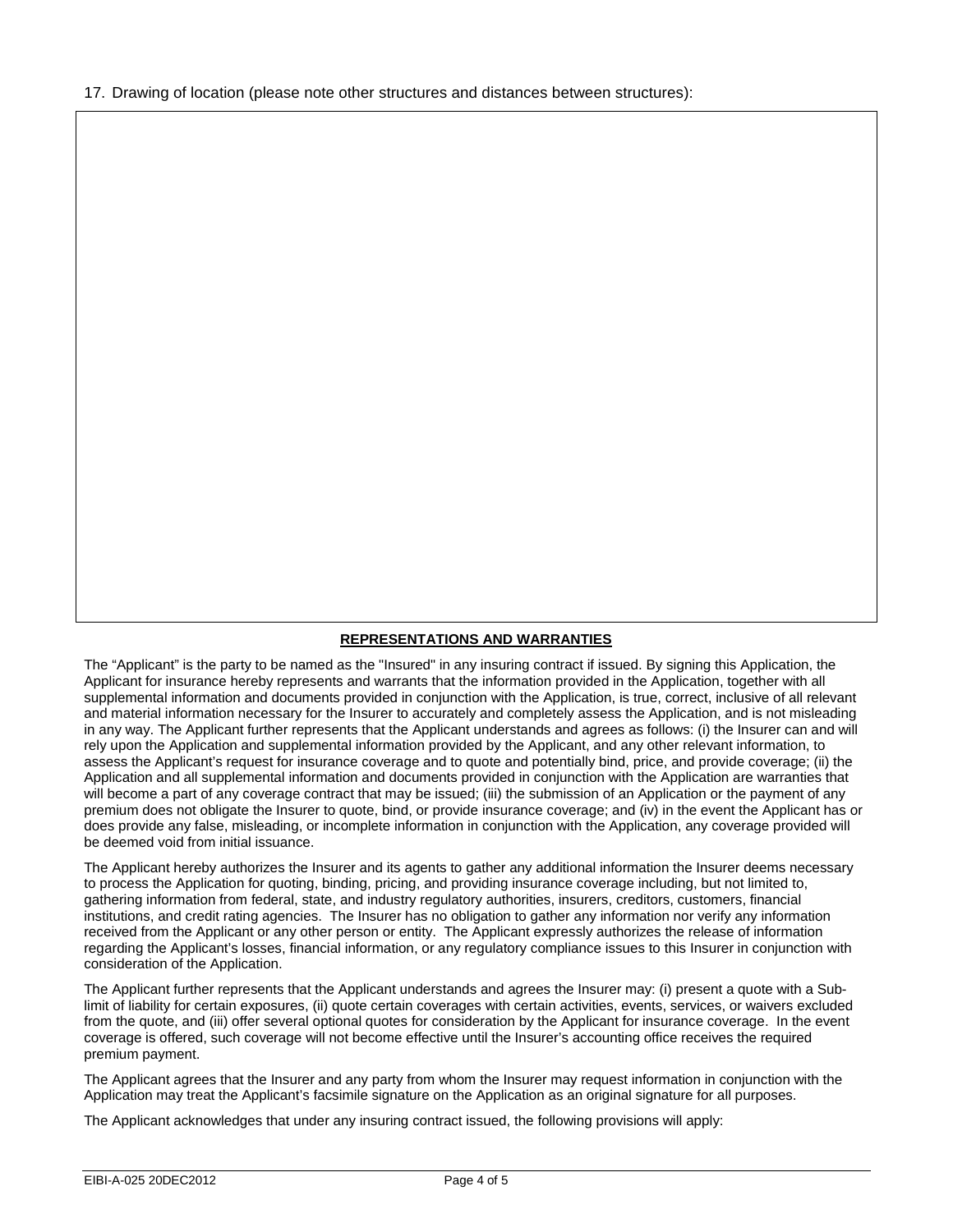17. Drawing of location (please note other structures and distances between structures):

## REPRESENTATIONS AND WARRANTIES

The "Applicant" is the party to be named as the "Insured" in any insuring contract if issued. By signing this Application, the Applicant for insurance hereby represents and warrants that the information provided in the Application, together with all supplemental information and documents provided in conjunction with the Application, is true, correct, inclusive of all relevant and material information necessary for the Insurer to accurately and completely assess the Application, and is not misleading in any way. The Applicant further represents that the Applicant understands and agrees as follows: (i) the Insurer can and will rely upon the Application and supplemental information provided by the Applicant, and any other relevant information, to assess the Applicant's request for insurance coverage and to quote and potentially bind, price, and provide coverage; (ii) the Application and all supplemental information and documents provided in conjunction with the Application are warranties that will become a part of any coverage contract that may be issued; (iii) the submission of an Application or the payment of any premium does not obligate the Insurer to quote, bind, or provide insurance coverage; and (iv) in the event the Applicant has or does provide any false, misleading, or incomplete information in conjunction with the Application, any coverage provided will be deemed void from initial issuance.

The Applicant hereby authorizes the Insurer and its agents to gather any additional information the Insurer deems necessary to process the Application for quoting, binding, pricing, and providing insurance coverage including, but not limited to, gathering information from federal, state, and industry regulatory authorities, insurers, creditors, customers, financial institutions, and credit rating agencies. The Insurer has no obligation to gather any information nor verify any information received from the Applicant or any other person or entity. The Applicant expressly authorizes the release of information regarding the Applicant's losses, financial information, or any regulatory compliance issues to this Insurer in conjunction with consideration of the Application.

The Applicant further represents that the Applicant understands and agrees the Insurer may: (i) present a quote with a Sub-limit of liability for certain exposures, (ii) quote certain coverages with certain activities, events, services, or waivers excluded from the quote, and (iii) offer several optional quotes for consideration by the Applicant for insurance coverage. In the event coverage is offered, such coverage will not become effective until the Insurer's accounting office receives the required premium payment.

The Applicant agrees that the Insurer and any party from whom the Insurer may request information in conjunction with the Application may treat the Applicant's facsimile signature on the Application as an original signature for all purposes.

The Applicant acknowledges that under any insuring contract issued, the following provisions will apply: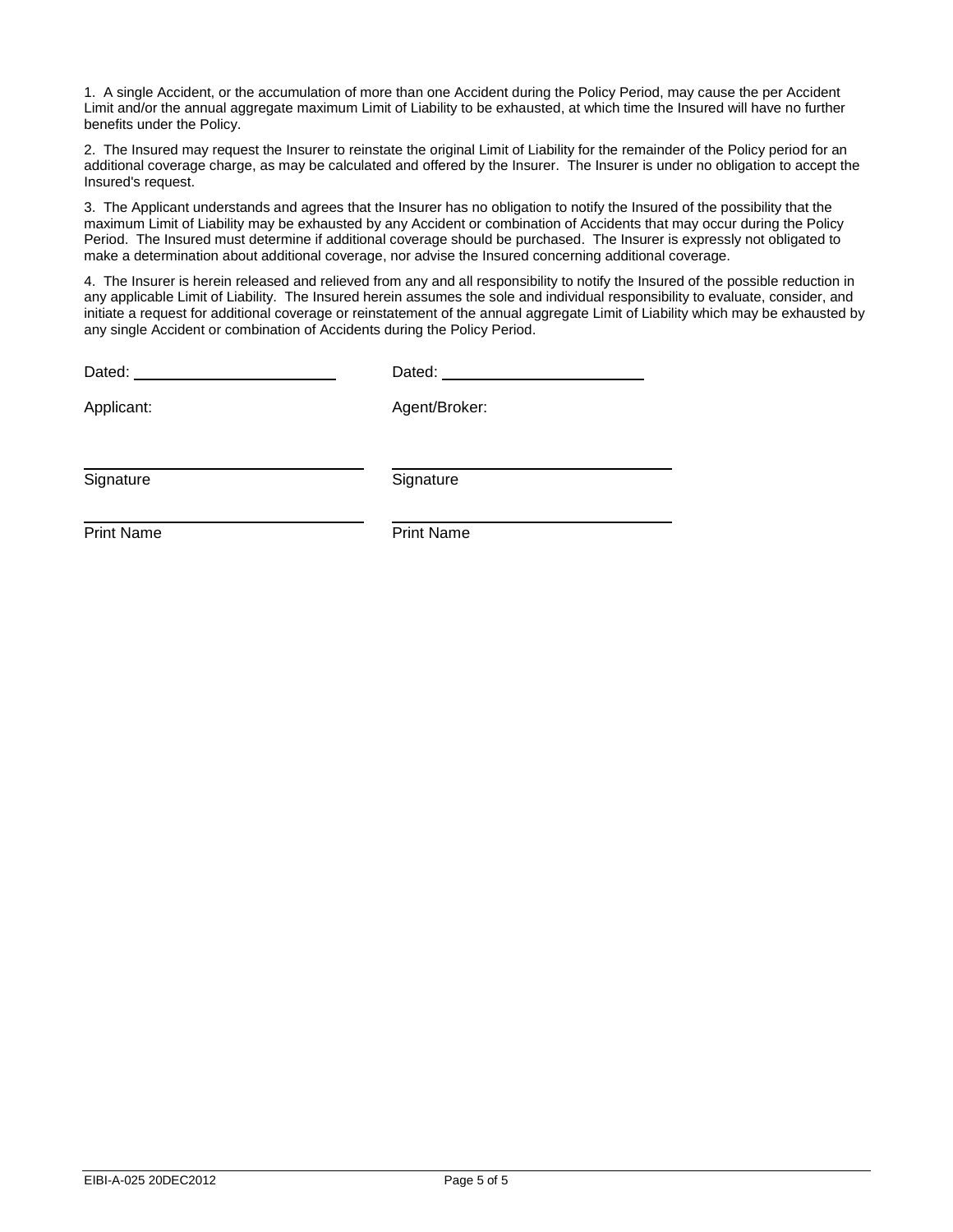1. A single Accident, or the accumulation of more than one Accident during the Policy Period, may cause the per Accident Limit and/or the annual aggregate maximum Limit of Liability to be exhausted, at which time the Insured will have no further benefits under the Policy.

2. The Insured may request the Insurer to reinstate the original Limit of Liability for the remainder of the Policy period for an additional coverage charge, as may be calculated and offered by the Insurer. The Insurer is under no obligation to accept the Insured's request.

3. The Applicant understands and agrees that the Insurer has no obligation to notify the Insured of the possibility that the maximum Limit of Liability may be exhausted by any Accident or combination of Accidents that may occur during the Policy Period. The Insured must determine if additional coverage should be purchased. The Insurer is expressly not obligated to make a determination about additional coverage, nor advise the Insured concerning additional coverage.

4. The Insurer is herein released and relieved from any and all responsibility to notify the Insured of the possible reduction in any applicable Limit of Liability. The Insured herein assumes the sole and individual responsibility to evaluate, consider, and initiate a request for additional coverage or reinstatement of the annual aggregate Limit of Liability which may be exhausted by any single Accident or combination of Accidents during the Policy Period.

| | |
|---|---|
| Dated: ______________________ | Dated: ______________________ |
| Applicant: | Agent/Broker: |
| ______________________ | ______________________ |
| Signature | Signature |
| ______________________ | ______________________ |
| Print Name | Print Name |

EIBI-A-025 20DEC2012